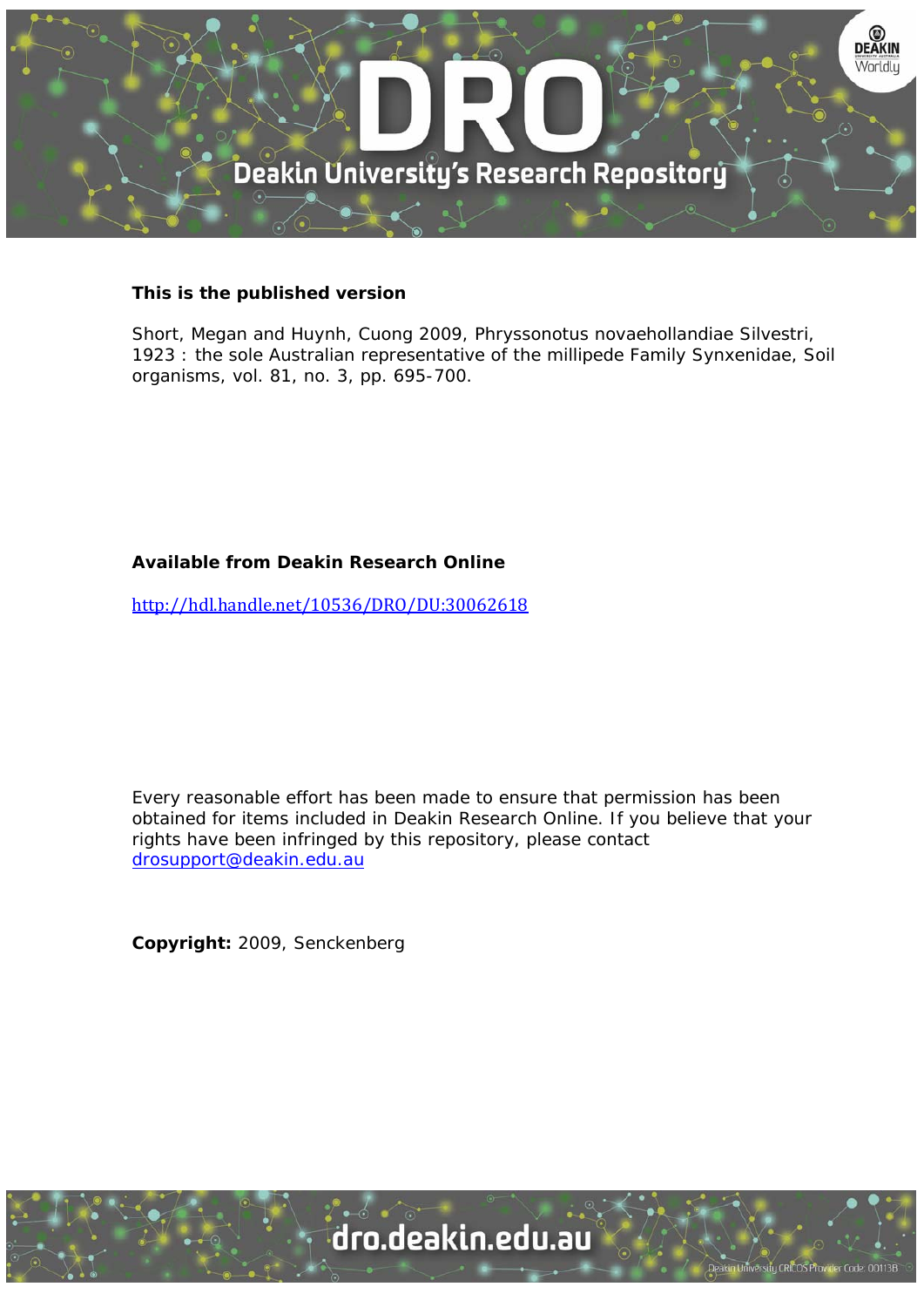**This is the published version**

Short, Megan and Huynh, Cuong 2009, Phryssonotus novaehollandiae Silvestri, 1923 : the sole Australian representative of the millipede Family Synxenidae, Soil organisms, vol. 81, no. 3, pp. 695-700.

**Available from Deakin Research Online**

http://hdl.handle.net/10536/DRO/DU:30062618

Every reasonable effort has been made to ensure that permission has been obtained for items included in Deakin Research Online. If you believe that your rights have been infringed by this repository, please contact drosupport@deakin.edu.au

**Copyright:** 2009, Senckenberg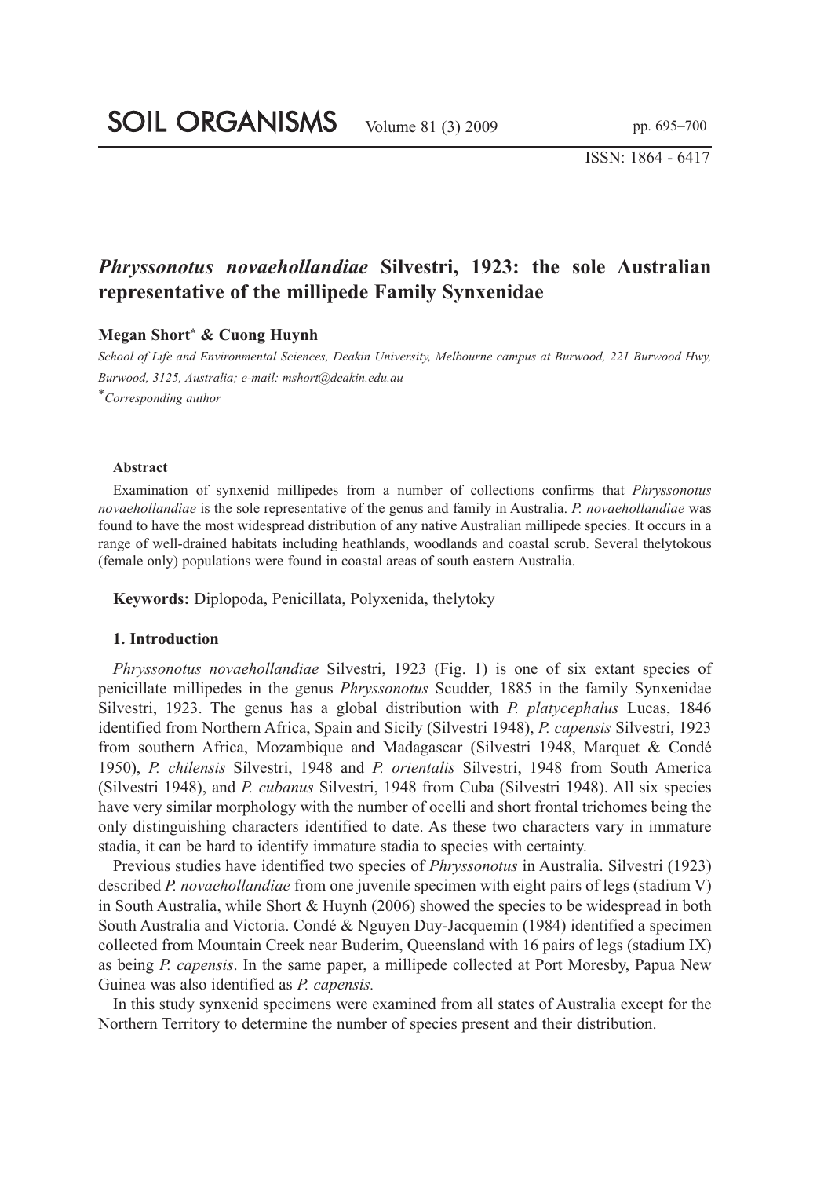# *Phryssonotus novaehollandiae* Silvestri, 1923: the sole Australian representative of the millipede Family Synxenidae

**Megan Short[*] & Cuong Huynh**

*School of Life and Environmental Sciences, Deakin University, Melbourne campus at Burwood, 221 Burwood Hwy, Burwood, 3125, Australia; e-mail: mshort@deakin.edu.au*

[*]*Corresponding author*

**Abstract**

Examination of synxenid millipedes from a number of collections confirms that *Phryssonotus novaehollandiae* is the sole representative of the genus and family in Australia. *P. novaehollandiae* was found to have the most widespread distribution of any native Australian millipede species. It occurs in a range of well-drained habitats including heathlands, woodlands and coastal scrub. Several thelytokous (female only) populations were found in coastal areas of south eastern Australia.

**Keywords:** Diplopoda, Penicillata, Polyxenida, thelytoky

## 1. Introduction

*Phryssonotus novaehollandiae* Silvestri, 1923 (Fig. 1) is one of six extant species of penicillate millipedes in the genus *Phryssonotus* Scudder, 1885 in the family Synxenidae Silvestri, 1923. The genus has a global distribution with *P. platycephalus* Lucas, 1846 identified from Northern Africa, Spain and Sicily (Silvestri 1948), *P. capensis* Silvestri, 1923 from southern Africa, Mozambique and Madagascar (Silvestri 1948, Marquet & Condé 1950), *P. chilensis* Silvestri, 1948 and *P. orientalis* Silvestri, 1948 from South America (Silvestri 1948), and *P. cubanus* Silvestri, 1948 from Cuba (Silvestri 1948). All six species have very similar morphology with the number of ocelli and short frontal trichomes being the only distinguishing characters identified to date. As these two characters vary in immature stadia, it can be hard to identify immature stadia to species with certainty.

Previous studies have identified two species of *Phryssonotus* in Australia. Silvestri (1923) described *P. novaehollandiae* from one juvenile specimen with eight pairs of legs (stadium V) in South Australia, while Short & Huynh (2006) showed the species to be widespread in both South Australia and Victoria. Condé & Nguyen Duy-Jacquemin (1984) identified a specimen collected from Mountain Creek near Buderim, Queensland with 16 pairs of legs (stadium IX) as being *P. capensis*. In the same paper, a millipede collected at Port Moresby, Papua New Guinea was also identified as *P. capensis.*

In this study synxenid specimens were examined from all states of Australia except for the Northern Territory to determine the number of species present and their distribution.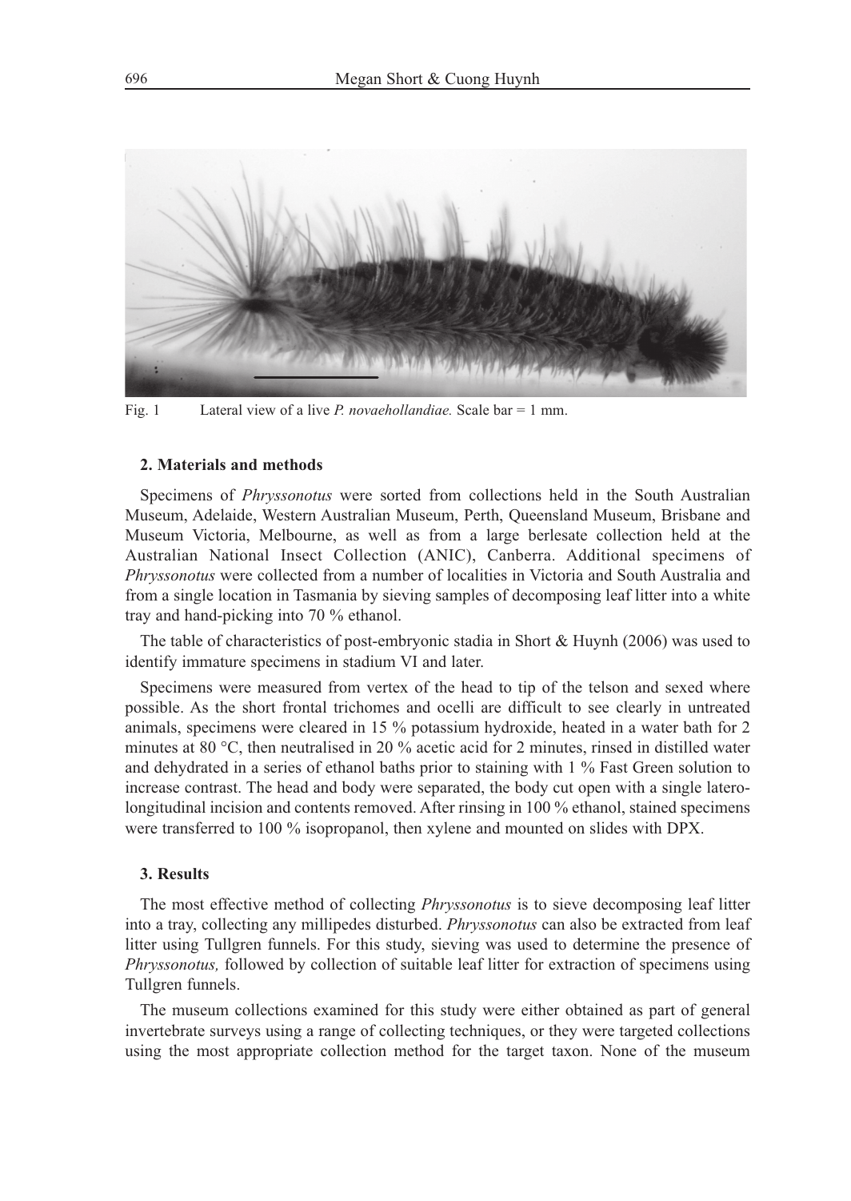Fig. 1 Lateral view of a live *P. novaehollandiae.* Scale bar = 1 mm.

## 2. Materials and methods

Specimens of *Phryssonotus* were sorted from collections held in the South Australian Museum, Adelaide, Western Australian Museum, Perth, Queensland Museum, Brisbane and Museum Victoria, Melbourne, as well as from a large berlesate collection held at the Australian National Insect Collection (ANIC), Canberra. Additional specimens of *Phryssonotus* were collected from a number of localities in Victoria and South Australia and from a single location in Tasmania by sieving samples of decomposing leaf litter into a white tray and hand-picking into 70 % ethanol.

The table of characteristics of post-embryonic stadia in Short & Huynh (2006) was used to identify immature specimens in stadium VI and later.

Specimens were measured from vertex of the head to tip of the telson and sexed where possible. As the short frontal trichomes and ocelli are difficult to see clearly in untreated animals, specimens were cleared in 15 % potassium hydroxide, heated in a water bath for 2 minutes at 80 °C, then neutralised in 20 % acetic acid for 2 minutes, rinsed in distilled water and dehydrated in a series of ethanol baths prior to staining with 1 % Fast Green solution to increase contrast. The head and body were separated, the body cut open with a single latero-longitudinal incision and contents removed. After rinsing in 100 % ethanol, stained specimens were transferred to 100 % isopropanol, then xylene and mounted on slides with DPX.

## 3. Results

The most effective method of collecting *Phryssonotus* is to sieve decomposing leaf litter into a tray, collecting any millipedes disturbed. *Phryssonotus* can also be extracted from leaf litter using Tullgren funnels. For this study, sieving was used to determine the presence of *Phryssonotus,* followed by collection of suitable leaf litter for extraction of specimens using Tullgren funnels.

The museum collections examined for this study were either obtained as part of general invertebrate surveys using a range of collecting techniques, or they were targeted collections using the most appropriate collection method for the target taxon. None of the museum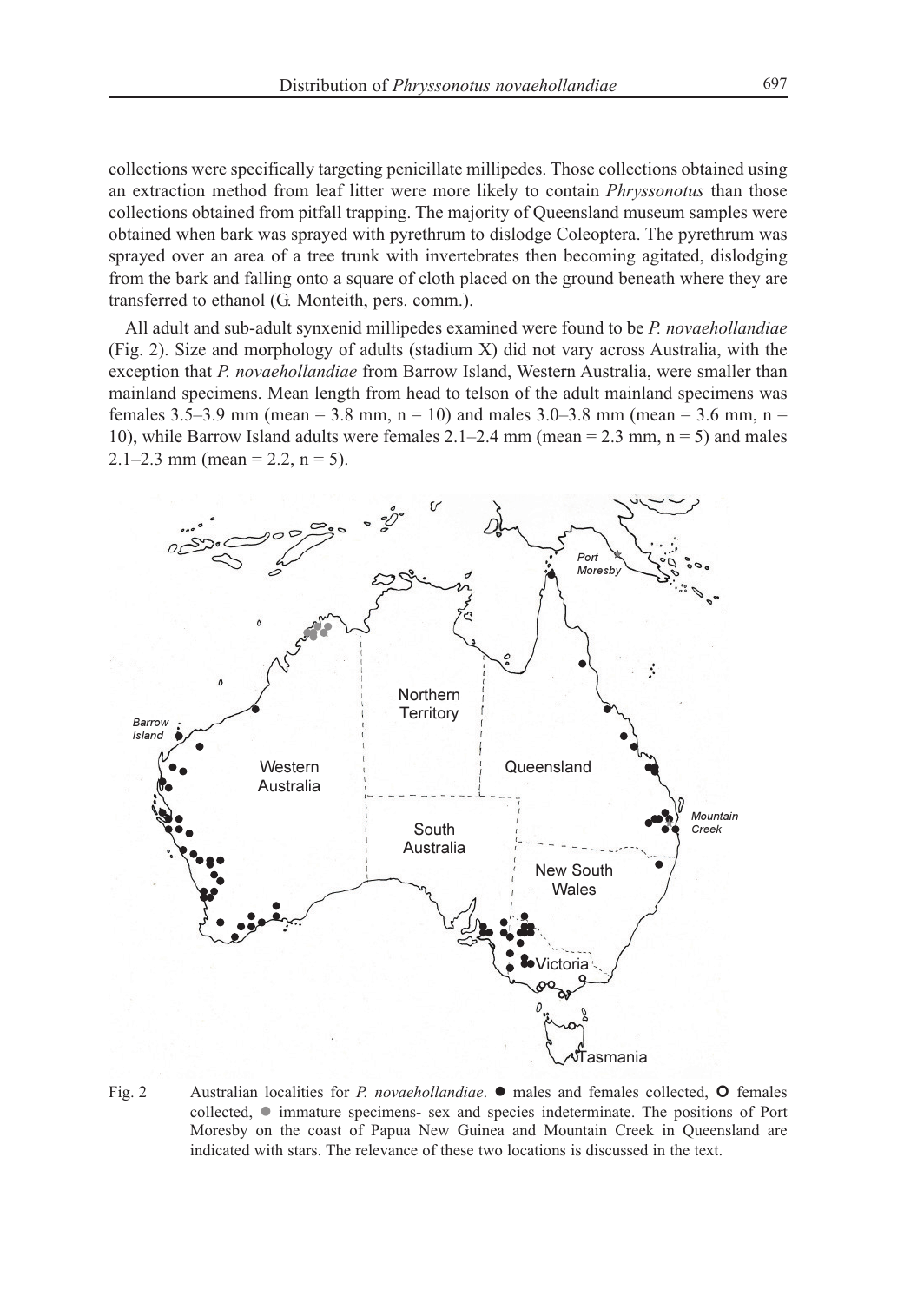collections were specifically targeting penicillate millipedes. Those collections obtained using an extraction method from leaf litter were more likely to contain *Phryssonotus* than those collections obtained from pitfall trapping. The majority of Queensland museum samples were obtained when bark was sprayed with pyrethrum to dislodge Coleoptera. The pyrethrum was sprayed over an area of a tree trunk with invertebrates then becoming agitated, dislodging from the bark and falling onto a square of cloth placed on the ground beneath where they are transferred to ethanol (G. Monteith, pers. comm.).

All adult and sub-adult synxenid millipedes examined were found to be *P. novaehollandiae* (Fig. 2). Size and morphology of adults (stadium X) did not vary across Australia, with the exception that *P. novaehollandiae* from Barrow Island, Western Australia, were smaller than mainland specimens. Mean length from head to telson of the adult mainland specimens was females 3.5–3.9 mm (mean = 3.8 mm, n = 10) and males 3.0–3.8 mm (mean = 3.6 mm, n = 10), while Barrow Island adults were females 2.1–2.4 mm (mean = 2.3 mm, n = 5) and males 2.1–2.3 mm (mean = 2.2, n = 5).

Port Moresby
Barrow Island
Northern Territory
Queensland
Western Australia
Mountain Creek
South Australia
New South Wales
Victoria
Tasmania

Fig. 2 Australian localities for *P. novaehollandiae*. ● males and females collected, ○ females collected, ● immature specimens- sex and species indeterminate. The positions of Port Moresby on the coast of Papua New Guinea and Mountain Creek in Queensland are indicated with stars. The relevance of these two locations is discussed in the text.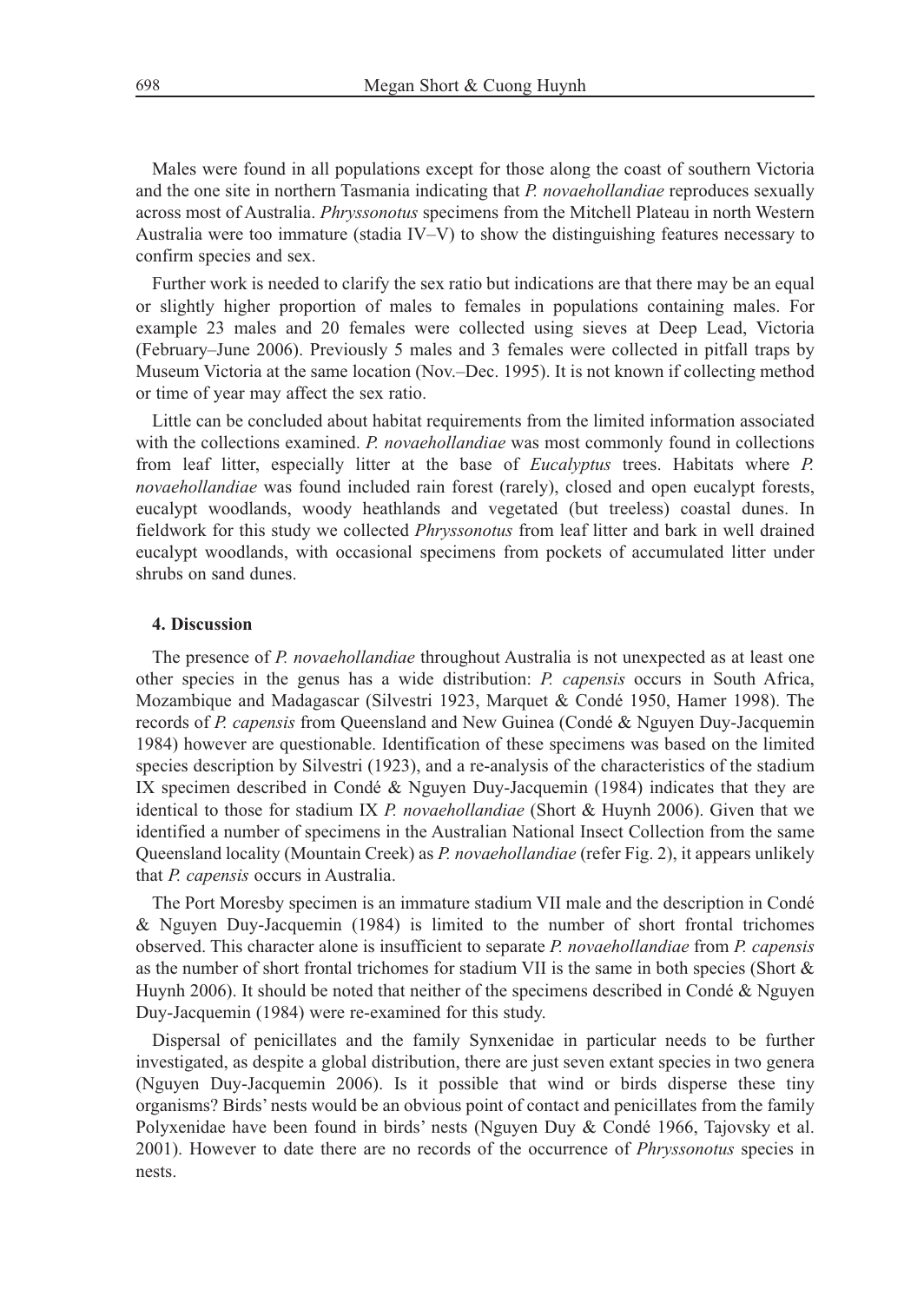Males were found in all populations except for those along the coast of southern Victoria and the one site in northern Tasmania indicating that *P. novaehollandiae* reproduces sexually across most of Australia. *Phryssonotus* specimens from the Mitchell Plateau in north Western Australia were too immature (stadia IV–V) to show the distinguishing features necessary to confirm species and sex.

Further work is needed to clarify the sex ratio but indications are that there may be an equal or slightly higher proportion of males to females in populations containing males. For example 23 males and 20 females were collected using sieves at Deep Lead, Victoria (February–June 2006). Previously 5 males and 3 females were collected in pitfall traps by Museum Victoria at the same location (Nov.–Dec. 1995). It is not known if collecting method or time of year may affect the sex ratio.

Little can be concluded about habitat requirements from the limited information associated with the collections examined. *P. novaehollandiae* was most commonly found in collections from leaf litter, especially litter at the base of *Eucalyptus* trees. Habitats where *P. novaehollandiae* was found included rain forest (rarely), closed and open eucalypt forests, eucalypt woodlands, woody heathlands and vegetated (but treeless) coastal dunes. In fieldwork for this study we collected *Phryssonotus* from leaf litter and bark in well drained eucalypt woodlands, with occasional specimens from pockets of accumulated litter under shrubs on sand dunes.

## 4. Discussion

The presence of *P. novaehollandiae* throughout Australia is not unexpected as at least one other species in the genus has a wide distribution: *P. capensis* occurs in South Africa, Mozambique and Madagascar (Silvestri 1923, Marquet & Condé 1950, Hamer 1998). The records of *P. capensis* from Queensland and New Guinea (Condé & Nguyen Duy-Jacquemin 1984) however are questionable. Identification of these specimens was based on the limited species description by Silvestri (1923), and a re-analysis of the characteristics of the stadium IX specimen described in Condé & Nguyen Duy-Jacquemin (1984) indicates that they are identical to those for stadium IX *P. novaehollandiae* (Short & Huynh 2006). Given that we identified a number of specimens in the Australian National Insect Collection from the same Queensland locality (Mountain Creek) as *P. novaehollandiae* (refer Fig. 2), it appears unlikely that *P. capensis* occurs in Australia.

The Port Moresby specimen is an immature stadium VII male and the description in Condé & Nguyen Duy-Jacquemin (1984) is limited to the number of short frontal trichomes observed. This character alone is insufficient to separate *P. novaehollandiae* from *P. capensis* as the number of short frontal trichomes for stadium VII is the same in both species (Short & Huynh 2006). It should be noted that neither of the specimens described in Condé & Nguyen Duy-Jacquemin (1984) were re-examined for this study.

Dispersal of penicillates and the family Synxenidae in particular needs to be further investigated, as despite a global distribution, there are just seven extant species in two genera (Nguyen Duy-Jacquemin 2006). Is it possible that wind or birds disperse these tiny organisms? Birds' nests would be an obvious point of contact and penicillates from the family Polyxenidae have been found in birds' nests (Nguyen Duy & Condé 1966, Tajovsky et al. 2001). However to date there are no records of the occurrence of *Phryssonotus* species in nests.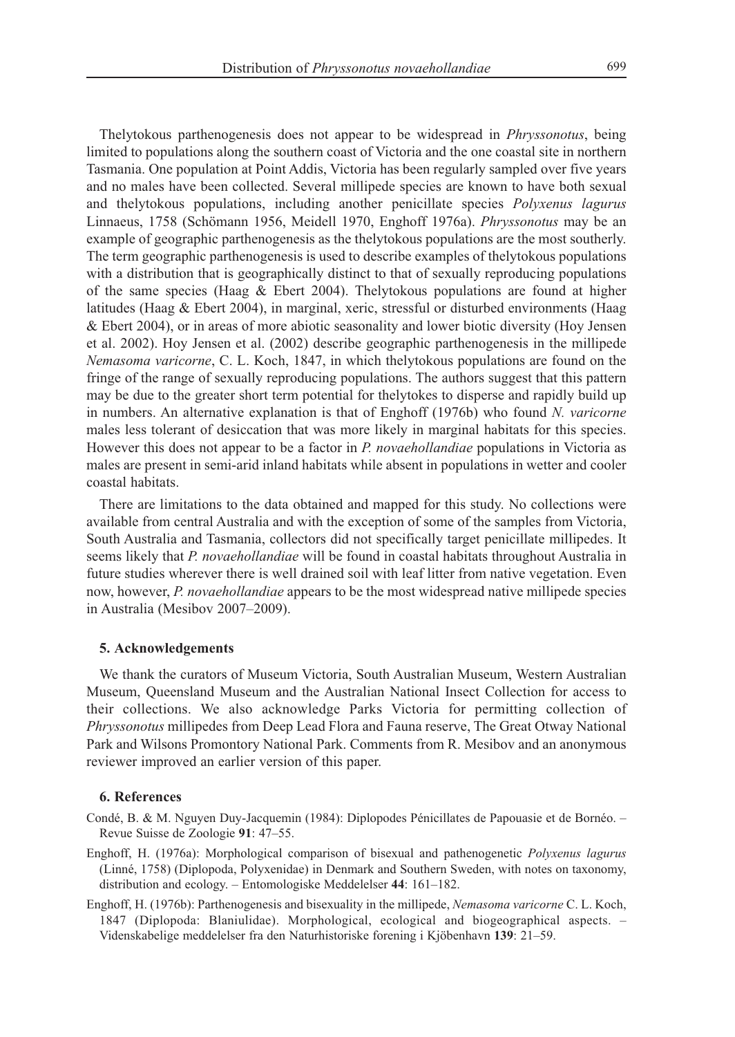Thelytokous parthenogenesis does not appear to be widespread in *Phryssonotus*, being limited to populations along the southern coast of Victoria and the one coastal site in northern Tasmania. One population at Point Addis, Victoria has been regularly sampled over five years and no males have been collected. Several millipede species are known to have both sexual and thelytokous populations, including another penicillate species *Polyxenus lagurus* Linnaeus, 1758 (Schömann 1956, Meidell 1970, Enghoff 1976a). *Phryssonotus* may be an example of geographic parthenogenesis as the thelytokous populations are the most southerly. The term geographic parthenogenesis is used to describe examples of thelytokous populations with a distribution that is geographically distinct to that of sexually reproducing populations of the same species (Haag & Ebert 2004). Thelytokous populations are found at higher latitudes (Haag & Ebert 2004), in marginal, xeric, stressful or disturbed environments (Haag & Ebert 2004), or in areas of more abiotic seasonality and lower biotic diversity (Hoy Jensen et al. 2002). Hoy Jensen et al. (2002) describe geographic parthenogenesis in the millipede *Nemasoma varicorne*, C. L. Koch, 1847, in which thelytokous populations are found on the fringe of the range of sexually reproducing populations. The authors suggest that this pattern may be due to the greater short term potential for thelytokes to disperse and rapidly build up in numbers. An alternative explanation is that of Enghoff (1976b) who found *N. varicorne* males less tolerant of desiccation that was more likely in marginal habitats for this species. However this does not appear to be a factor in *P. novaehollandiae* populations in Victoria as males are present in semi-arid inland habitats while absent in populations in wetter and cooler coastal habitats.

There are limitations to the data obtained and mapped for this study. No collections were available from central Australia and with the exception of some of the samples from Victoria, South Australia and Tasmania, collectors did not specifically target penicillate millipedes. It seems likely that *P. novaehollandiae* will be found in coastal habitats throughout Australia in future studies wherever there is well drained soil with leaf litter from native vegetation. Even now, however, *P. novaehollandiae* appears to be the most widespread native millipede species in Australia (Mesibov 2007–2009).

## 5. Acknowledgements

We thank the curators of Museum Victoria, South Australian Museum, Western Australian Museum, Queensland Museum and the Australian National Insect Collection for access to their collections. We also acknowledge Parks Victoria for permitting collection of *Phryssonotus* millipedes from Deep Lead Flora and Fauna reserve, The Great Otway National Park and Wilsons Promontory National Park. Comments from R. Mesibov and an anonymous reviewer improved an earlier version of this paper.

## 6. References

Condé, B. & M. Nguyen Duy-Jacquemin (1984): Diplopodes Pénicillates de Papouasie et de Bornéo. – Revue Suisse de Zoologie **91**: 47–55.

Enghoff, H. (1976a): Morphological comparison of bisexual and pathenogenetic *Polyxenus lagurus* (Linné, 1758) (Diplopoda, Polyxenidae) in Denmark and Southern Sweden, with notes on taxonomy, distribution and ecology. – Entomologiske Meddelelser **44**: 161–182.

Enghoff, H. (1976b): Parthenogenesis and bisexuality in the millipede, *Nemasoma varicorne* C. L. Koch, 1847 (Diplopoda: Blaniulidae). Morphological, ecological and biogeographical aspects. – Videnskabelige meddelelser fra den Naturhistoriske forening i Kjöbenhavn **139**: 21–59.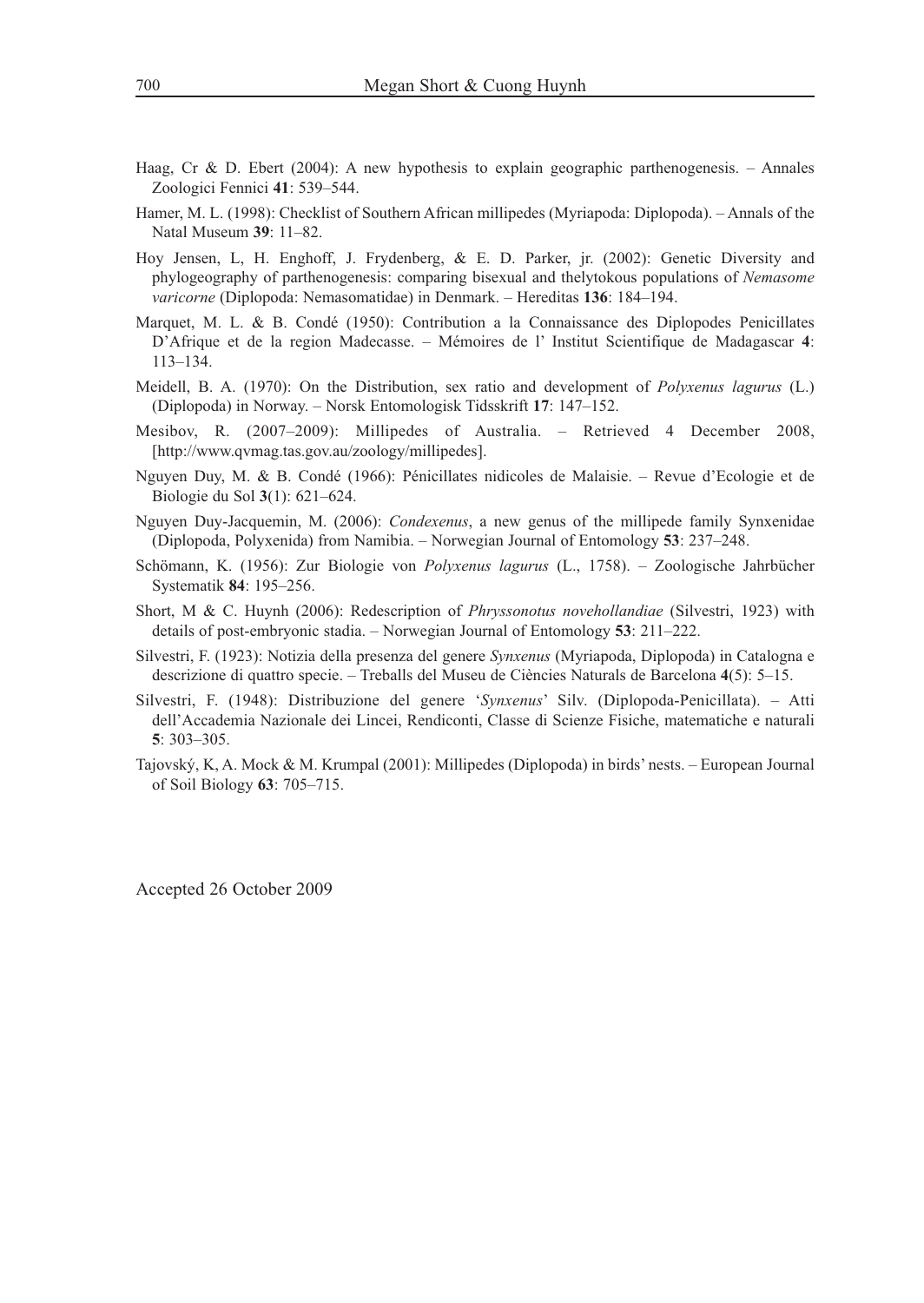Haag, Cr & D. Ebert (2004): A new hypothesis to explain geographic parthenogenesis. – Annales Zoologici Fennici **41**: 539–544.

Hamer, M. L. (1998): Checklist of Southern African millipedes (Myriapoda: Diplopoda). – Annals of the Natal Museum **39**: 11–82.

Hoy Jensen, L, H. Enghoff, J. Frydenberg, & E. D. Parker, jr. (2002): Genetic Diversity and phylogeography of parthenogenesis: comparing bisexual and thelytokous populations of *Nemasome varicorne* (Diplopoda: Nemasomatidae) in Denmark. – Hereditas **136**: 184–194.

Marquet, M. L. & B. Condé (1950): Contribution a la Connaissance des Diplopodes Penicillates D'Afrique et de la region Madecasse. – Mémoires de l' Institut Scientifique de Madagascar **4**: 113–134.

Meidell, B. A. (1970): On the Distribution, sex ratio and development of *Polyxenus lagurus* (L.) (Diplopoda) in Norway. – Norsk Entomologisk Tidsskrift **17**: 147–152.

Mesibov, R. (2007–2009): Millipedes of Australia. – Retrieved 4 December 2008, [http://www.qvmag.tas.gov.au/zoology/millipedes].

Nguyen Duy, M. & B. Condé (1966): Pénicillates nidicoles de Malaisie. – Revue d'Ecologie et de Biologie du Sol **3**(1): 621–624.

Nguyen Duy-Jacquemin, M. (2006): *Condexenus*, a new genus of the millipede family Synxenidae (Diplopoda, Polyxenida) from Namibia. – Norwegian Journal of Entomology **53**: 237–248.

Schömann, K. (1956): Zur Biologie von *Polyxenus lagurus* (L., 1758). – Zoologische Jahrbücher Systematik **84**: 195–256.

Short, M & C. Huynh (2006): Redescription of *Phryssonotus novehollandiae* (Silvestri, 1923) with details of post-embryonic stadia. – Norwegian Journal of Entomology **53**: 211–222.

Silvestri, F. (1923): Notizia della presenza del genere *Synxenus* (Myriapoda, Diplopoda) in Catalogna e descrizione di quattro specie. – Treballs del Museu de Ciències Naturals de Barcelona **4**(5): 5–15.

Silvestri, F. (1948): Distribuzione del genere '*Synxenus*' Silv. (Diplopoda-Penicillata). – Atti dell'Accademia Nazionale dei Lincei, Rendiconti, Classe di Scienze Fisiche, matematiche e naturali **5**: 303–305.

Tajovský, K, A. Mock & M. Krumpal (2001): Millipedes (Diplopoda) in birds' nests. – European Journal of Soil Biology **63**: 705–715.

Accepted 26 October 2009